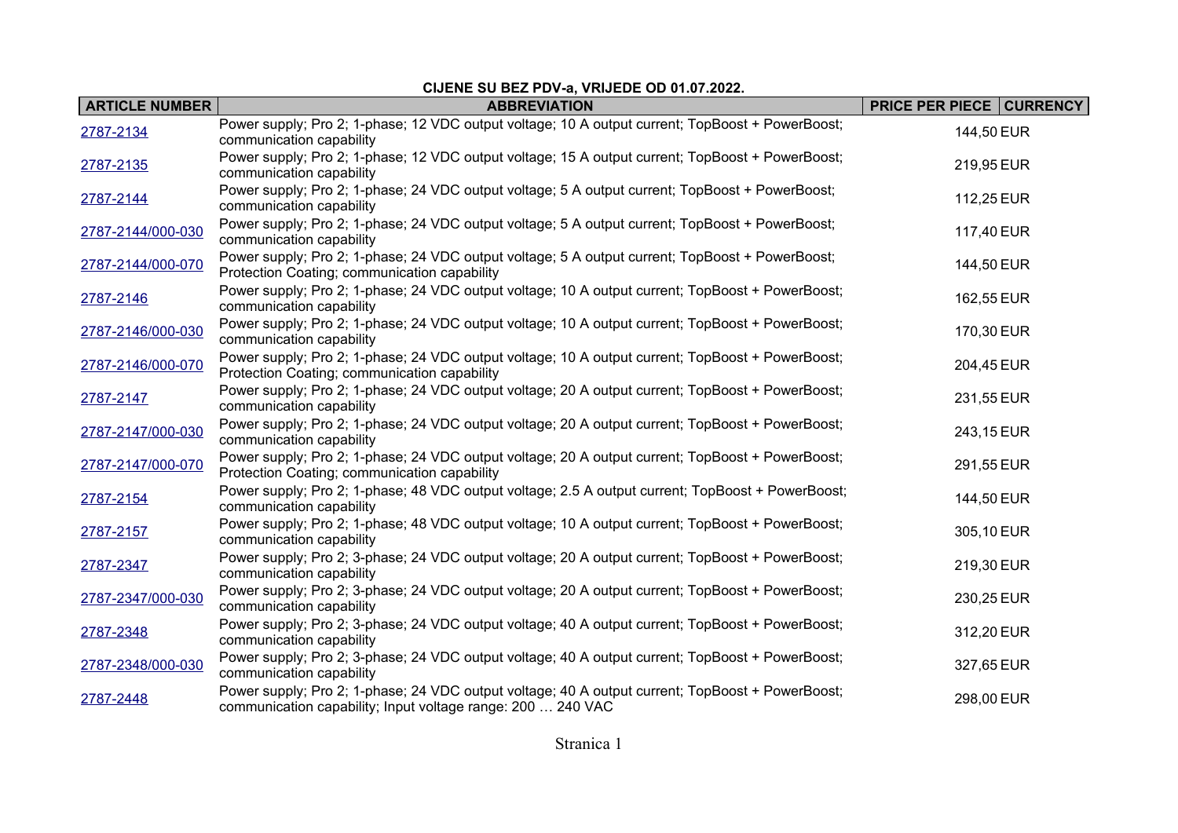**CIJENE SU BEZ PDV-a, VRIJEDE OD 01.07.2022.**

| ARTICLE NUMBER | ABBREVIATION | PRICE PER PIECE | CURRENCY |
|---|---|---|---|
| 2787-2134 | Power supply; Pro 2; 1-phase; 12 VDC output voltage; 10 A output current; TopBoost + PowerBoost; communication capability | 144,50 | EUR |
| 2787-2135 | Power supply; Pro 2; 1-phase; 12 VDC output voltage; 15 A output current; TopBoost + PowerBoost; communication capability | 219,95 | EUR |
| 2787-2144 | Power supply; Pro 2; 1-phase; 24 VDC output voltage; 5 A output current; TopBoost + PowerBoost; communication capability | 112,25 | EUR |
| 2787-2144/000-030 | Power supply; Pro 2; 1-phase; 24 VDC output voltage; 5 A output current; TopBoost + PowerBoost; communication capability | 117,40 | EUR |
| 2787-2144/000-070 | Power supply; Pro 2; 1-phase; 24 VDC output voltage; 5 A output current; TopBoost + PowerBoost; Protection Coating; communication capability | 144,50 | EUR |
| 2787-2146 | Power supply; Pro 2; 1-phase; 24 VDC output voltage; 10 A output current; TopBoost + PowerBoost; communication capability | 162,55 | EUR |
| 2787-2146/000-030 | Power supply; Pro 2; 1-phase; 24 VDC output voltage; 10 A output current; TopBoost + PowerBoost; communication capability | 170,30 | EUR |
| 2787-2146/000-070 | Power supply; Pro 2; 1-phase; 24 VDC output voltage; 10 A output current; TopBoost + PowerBoost; Protection Coating; communication capability | 204,45 | EUR |
| 2787-2147 | Power supply; Pro 2; 1-phase; 24 VDC output voltage; 20 A output current; TopBoost + PowerBoost; communication capability | 231,55 | EUR |
| 2787-2147/000-030 | Power supply; Pro 2; 1-phase; 24 VDC output voltage; 20 A output current; TopBoost + PowerBoost; communication capability | 243,15 | EUR |
| 2787-2147/000-070 | Power supply; Pro 2; 1-phase; 24 VDC output voltage; 20 A output current; TopBoost + PowerBoost; Protection Coating; communication capability | 291,55 | EUR |
| 2787-2154 | Power supply; Pro 2; 1-phase; 48 VDC output voltage; 2.5 A output current; TopBoost + PowerBoost; communication capability | 144,50 | EUR |
| 2787-2157 | Power supply; Pro 2; 1-phase; 48 VDC output voltage; 10 A output current; TopBoost + PowerBoost; communication capability | 305,10 | EUR |
| 2787-2347 | Power supply; Pro 2; 3-phase; 24 VDC output voltage; 20 A output current; TopBoost + PowerBoost; communication capability | 219,30 | EUR |
| 2787-2347/000-030 | Power supply; Pro 2; 3-phase; 24 VDC output voltage; 20 A output current; TopBoost + PowerBoost; communication capability | 230,25 | EUR |
| 2787-2348 | Power supply; Pro 2; 3-phase; 24 VDC output voltage; 40 A output current; TopBoost + PowerBoost; communication capability | 312,20 | EUR |
| 2787-2348/000-030 | Power supply; Pro 2; 3-phase; 24 VDC output voltage; 40 A output current; TopBoost + PowerBoost; communication capability | 327,65 | EUR |
| 2787-2448 | Power supply; Pro 2; 1-phase; 24 VDC output voltage; 40 A output current; TopBoost + PowerBoost; communication capability; Input voltage range: 200 … 240 VAC | 298,00 | EUR |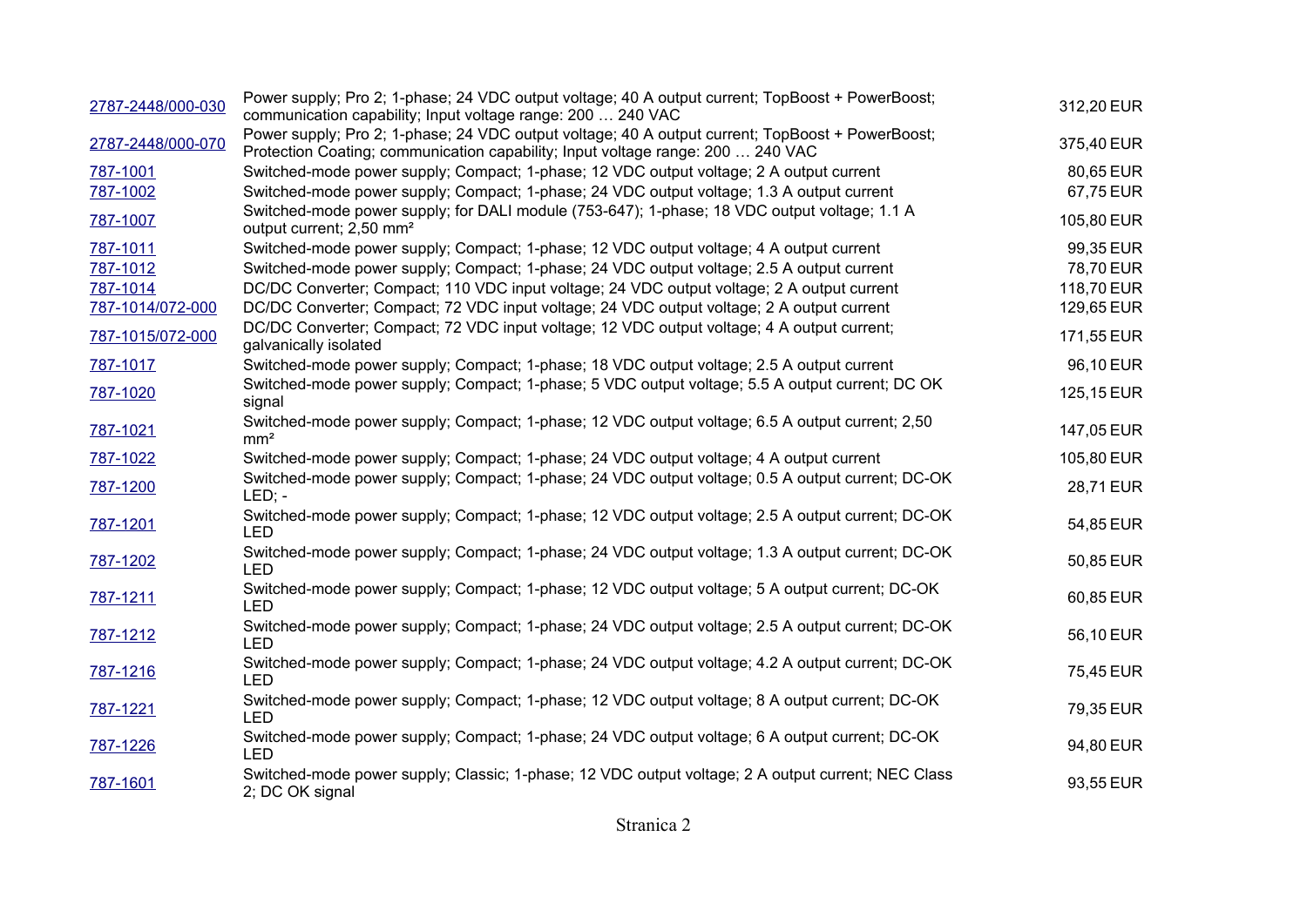| | | |
|---|---|---|
| 2787-2448/000-030 | Power supply; Pro 2; 1-phase; 24 VDC output voltage; 40 A output current; TopBoost + PowerBoost; communication capability; Input voltage range: 200 … 240 VAC | 312,20 EUR |
| 2787-2448/000-070 | Power supply; Pro 2; 1-phase; 24 VDC output voltage; 40 A output current; TopBoost + PowerBoost; Protection Coating; communication capability; Input voltage range: 200 … 240 VAC | 375,40 EUR |
| 787-1001 | Switched-mode power supply; Compact; 1-phase; 12 VDC output voltage; 2 A output current | 80,65 EUR |
| 787-1002 | Switched-mode power supply; Compact; 1-phase; 24 VDC output voltage; 1.3 A output current | 67,75 EUR |
| 787-1007 | Switched-mode power supply; for DALI module (753-647); 1-phase; 18 VDC output voltage; 1.1 A output current; 2,50 mm² | 105,80 EUR |
| 787-1011 | Switched-mode power supply; Compact; 1-phase; 12 VDC output voltage; 4 A output current | 99,35 EUR |
| 787-1012 | Switched-mode power supply; Compact; 1-phase; 24 VDC output voltage; 2.5 A output current | 78,70 EUR |
| 787-1014 | DC/DC Converter; Compact; 110 VDC input voltage; 24 VDC output voltage; 2 A output current | 118,70 EUR |
| 787-1014/072-000 | DC/DC Converter; Compact; 72 VDC input voltage; 24 VDC output voltage; 2 A output current | 129,65 EUR |
| 787-1015/072-000 | DC/DC Converter; Compact; 72 VDC input voltage; 12 VDC output voltage; 4 A output current; galvanically isolated | 171,55 EUR |
| 787-1017 | Switched-mode power supply; Compact; 1-phase; 18 VDC output voltage; 2.5 A output current | 96,10 EUR |
| 787-1020 | Switched-mode power supply; Compact; 1-phase; 5 VDC output voltage; 5.5 A output current; DC OK signal | 125,15 EUR |
| 787-1021 | Switched-mode power supply; Compact; 1-phase; 12 VDC output voltage; 6.5 A output current; 2,50 mm² | 147,05 EUR |
| 787-1022 | Switched-mode power supply; Compact; 1-phase; 24 VDC output voltage; 4 A output current | 105,80 EUR |
| 787-1200 | Switched-mode power supply; Compact; 1-phase; 24 VDC output voltage; 0.5 A output current; DC-OK LED; - | 28,71 EUR |
| 787-1201 | Switched-mode power supply; Compact; 1-phase; 12 VDC output voltage; 2.5 A output current; DC-OK LED | 54,85 EUR |
| 787-1202 | Switched-mode power supply; Compact; 1-phase; 24 VDC output voltage; 1.3 A output current; DC-OK LED | 50,85 EUR |
| 787-1211 | Switched-mode power supply; Compact; 1-phase; 12 VDC output voltage; 5 A output current; DC-OK LED | 60,85 EUR |
| 787-1212 | Switched-mode power supply; Compact; 1-phase; 24 VDC output voltage; 2.5 A output current; DC-OK LED | 56,10 EUR |
| 787-1216 | Switched-mode power supply; Compact; 1-phase; 24 VDC output voltage; 4.2 A output current; DC-OK LED | 75,45 EUR |
| 787-1221 | Switched-mode power supply; Compact; 1-phase; 12 VDC output voltage; 8 A output current; DC-OK LED | 79,35 EUR |
| 787-1226 | Switched-mode power supply; Compact; 1-phase; 24 VDC output voltage; 6 A output current; DC-OK LED | 94,80 EUR |
| 787-1601 | Switched-mode power supply; Classic; 1-phase; 12 VDC output voltage; 2 A output current; NEC Class 2; DC OK signal | 93,55 EUR |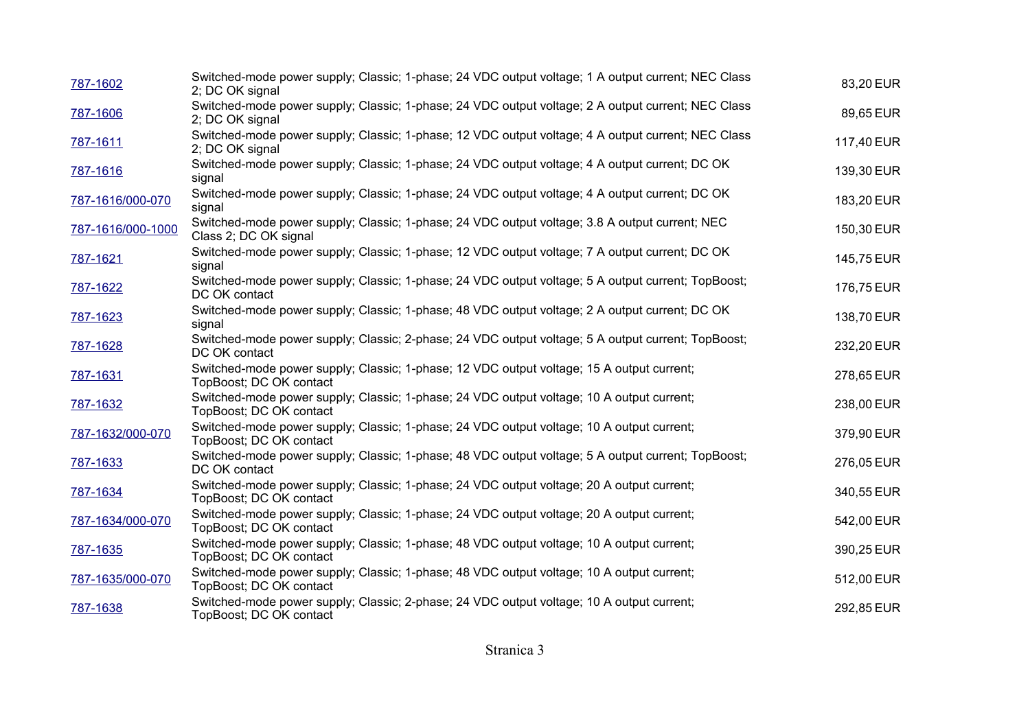| | | |
|---|---|---|
| 787-1602 | Switched-mode power supply; Classic; 1-phase; 24 VDC output voltage; 1 A output current; NEC Class 2; DC OK signal | 83,20 EUR |
| 787-1606 | Switched-mode power supply; Classic; 1-phase; 24 VDC output voltage; 2 A output current; NEC Class 2; DC OK signal | 89,65 EUR |
| 787-1611 | Switched-mode power supply; Classic; 1-phase; 12 VDC output voltage; 4 A output current; NEC Class 2; DC OK signal | 117,40 EUR |
| 787-1616 | Switched-mode power supply; Classic; 1-phase; 24 VDC output voltage; 4 A output current; DC OK signal | 139,30 EUR |
| 787-1616/000-070 | Switched-mode power supply; Classic; 1-phase; 24 VDC output voltage; 4 A output current; DC OK signal | 183,20 EUR |
| 787-1616/000-1000 | Switched-mode power supply; Classic; 1-phase; 24 VDC output voltage; 3.8 A output current; NEC Class 2; DC OK signal | 150,30 EUR |
| 787-1621 | Switched-mode power supply; Classic; 1-phase; 12 VDC output voltage; 7 A output current; DC OK signal | 145,75 EUR |
| 787-1622 | Switched-mode power supply; Classic; 1-phase; 24 VDC output voltage; 5 A output current; TopBoost; DC OK contact | 176,75 EUR |
| 787-1623 | Switched-mode power supply; Classic; 1-phase; 48 VDC output voltage; 2 A output current; DC OK signal | 138,70 EUR |
| 787-1628 | Switched-mode power supply; Classic; 2-phase; 24 VDC output voltage; 5 A output current; TopBoost; DC OK contact | 232,20 EUR |
| 787-1631 | Switched-mode power supply; Classic; 1-phase; 12 VDC output voltage; 15 A output current; TopBoost; DC OK contact | 278,65 EUR |
| 787-1632 | Switched-mode power supply; Classic; 1-phase; 24 VDC output voltage; 10 A output current; TopBoost; DC OK contact | 238,00 EUR |
| 787-1632/000-070 | Switched-mode power supply; Classic; 1-phase; 24 VDC output voltage; 10 A output current; TopBoost; DC OK contact | 379,90 EUR |
| 787-1633 | Switched-mode power supply; Classic; 1-phase; 48 VDC output voltage; 5 A output current; TopBoost; DC OK contact | 276,05 EUR |
| 787-1634 | Switched-mode power supply; Classic; 1-phase; 24 VDC output voltage; 20 A output current; TopBoost; DC OK contact | 340,55 EUR |
| 787-1634/000-070 | Switched-mode power supply; Classic; 1-phase; 24 VDC output voltage; 20 A output current; TopBoost; DC OK contact | 542,00 EUR |
| 787-1635 | Switched-mode power supply; Classic; 1-phase; 48 VDC output voltage; 10 A output current; TopBoost; DC OK contact | 390,25 EUR |
| 787-1635/000-070 | Switched-mode power supply; Classic; 1-phase; 48 VDC output voltage; 10 A output current; TopBoost; DC OK contact | 512,00 EUR |
| 787-1638 | Switched-mode power supply; Classic; 2-phase; 24 VDC output voltage; 10 A output current; TopBoost; DC OK contact | 292,85 EUR |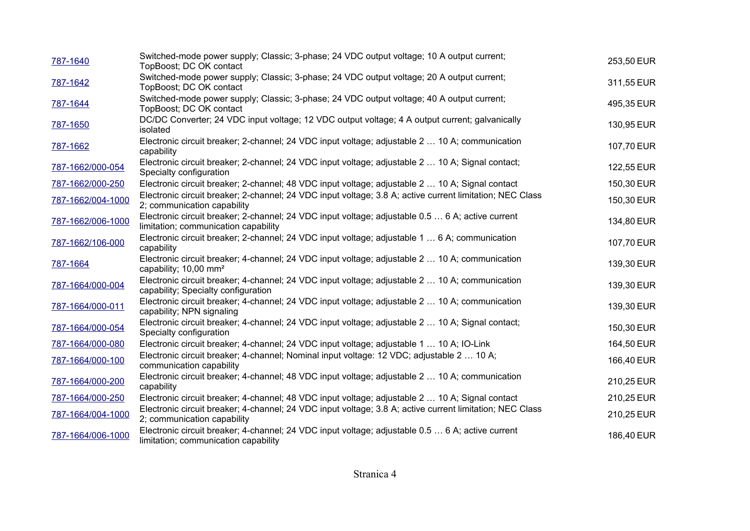| | | |
|---|---|---|
| 787-1640 | Switched-mode power supply; Classic; 3-phase; 24 VDC output voltage; 10 A output current; TopBoost; DC OK contact | 253,50 EUR |
| 787-1642 | Switched-mode power supply; Classic; 3-phase; 24 VDC output voltage; 20 A output current; TopBoost; DC OK contact | 311,55 EUR |
| 787-1644 | Switched-mode power supply; Classic; 3-phase; 24 VDC output voltage; 40 A output current; TopBoost; DC OK contact | 495,35 EUR |
| 787-1650 | DC/DC Converter; 24 VDC input voltage; 12 VDC output voltage; 4 A output current; galvanically isolated | 130,95 EUR |
| 787-1662 | Electronic circuit breaker; 2-channel; 24 VDC input voltage; adjustable 2 … 10 A; communication capability | 107,70 EUR |
| 787-1662/000-054 | Electronic circuit breaker; 2-channel; 24 VDC input voltage; adjustable 2 … 10 A; Signal contact; Specialty configuration | 122,55 EUR |
| 787-1662/000-250 | Electronic circuit breaker; 2-channel; 48 VDC input voltage; adjustable 2 … 10 A; Signal contact | 150,30 EUR |
| 787-1662/004-1000 | Electronic circuit breaker; 2-channel; 24 VDC input voltage; 3.8 A; active current limitation; NEC Class 2; communication capability | 150,30 EUR |
| 787-1662/006-1000 | Electronic circuit breaker; 2-channel; 24 VDC input voltage; adjustable 0.5 … 6 A; active current limitation; communication capability | 134,80 EUR |
| 787-1662/106-000 | Electronic circuit breaker; 2-channel; 24 VDC input voltage; adjustable 1 … 6 A; communication capability | 107,70 EUR |
| 787-1664 | Electronic circuit breaker; 4-channel; 24 VDC input voltage; adjustable 2 … 10 A; communication capability; 10,00 mm² | 139,30 EUR |
| 787-1664/000-004 | Electronic circuit breaker; 4-channel; 24 VDC input voltage; adjustable 2 … 10 A; communication capability; Specialty configuration | 139,30 EUR |
| 787-1664/000-011 | Electronic circuit breaker; 4-channel; 24 VDC input voltage; adjustable 2 … 10 A; communication capability; NPN signaling | 139,30 EUR |
| 787-1664/000-054 | Electronic circuit breaker; 4-channel; 24 VDC input voltage; adjustable 2 … 10 A; Signal contact; Specialty configuration | 150,30 EUR |
| 787-1664/000-080 | Electronic circuit breaker; 4-channel; 24 VDC input voltage; adjustable 1 … 10 A; IO-Link | 164,50 EUR |
| 787-1664/000-100 | Electronic circuit breaker; 4-channel; Nominal input voltage: 12 VDC; adjustable 2 … 10 A; communication capability | 166,40 EUR |
| 787-1664/000-200 | Electronic circuit breaker; 4-channel; 48 VDC input voltage; adjustable 2 … 10 A; communication capability | 210,25 EUR |
| 787-1664/000-250 | Electronic circuit breaker; 4-channel; 48 VDC input voltage; adjustable 2 … 10 A; Signal contact | 210,25 EUR |
| 787-1664/004-1000 | Electronic circuit breaker; 4-channel; 24 VDC input voltage; 3.8 A; active current limitation; NEC Class 2; communication capability | 210,25 EUR |
| 787-1664/006-1000 | Electronic circuit breaker; 4-channel; 24 VDC input voltage; adjustable 0.5 … 6 A; active current limitation; communication capability | 186,40 EUR |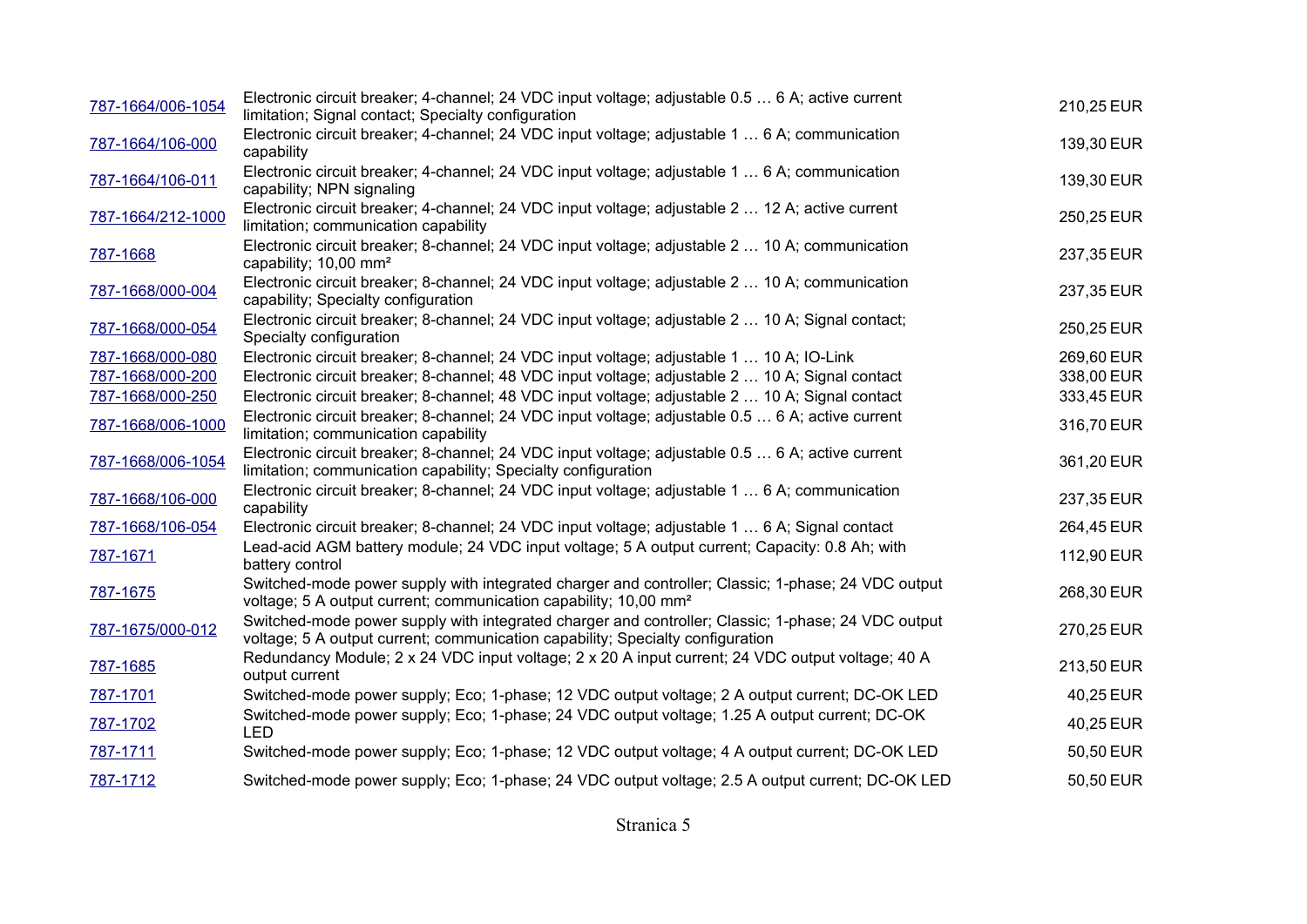| | | |
|---|---|---|
| 787-1664/006-1054 | Electronic circuit breaker; 4-channel; 24 VDC input voltage; adjustable 0.5 … 6 A; active current limitation; Signal contact; Specialty configuration | 210,25 EUR |
| 787-1664/106-000 | Electronic circuit breaker; 4-channel; 24 VDC input voltage; adjustable 1 … 6 A; communication capability | 139,30 EUR |
| 787-1664/106-011 | Electronic circuit breaker; 4-channel; 24 VDC input voltage; adjustable 1 … 6 A; communication capability; NPN signaling | 139,30 EUR |
| 787-1664/212-1000 | Electronic circuit breaker; 4-channel; 24 VDC input voltage; adjustable 2 … 12 A; active current limitation; communication capability | 250,25 EUR |
| 787-1668 | Electronic circuit breaker; 8-channel; 24 VDC input voltage; adjustable 2 … 10 A; communication capability; 10,00 mm² | 237,35 EUR |
| 787-1668/000-004 | Electronic circuit breaker; 8-channel; 24 VDC input voltage; adjustable 2 … 10 A; communication capability; Specialty configuration | 237,35 EUR |
| 787-1668/000-054 | Electronic circuit breaker; 8-channel; 24 VDC input voltage; adjustable 2 … 10 A; Signal contact; Specialty configuration | 250,25 EUR |
| 787-1668/000-080 | Electronic circuit breaker; 8-channel; 24 VDC input voltage; adjustable 1 … 10 A; IO-Link | 269,60 EUR |
| 787-1668/000-200 | Electronic circuit breaker; 8-channel; 48 VDC input voltage; adjustable 2 … 10 A; Signal contact | 338,00 EUR |
| 787-1668/000-250 | Electronic circuit breaker; 8-channel; 48 VDC input voltage; adjustable 2 … 10 A; Signal contact | 333,45 EUR |
| 787-1668/006-1000 | Electronic circuit breaker; 8-channel; 24 VDC input voltage; adjustable 0.5 … 6 A; active current limitation; communication capability | 316,70 EUR |
| 787-1668/006-1054 | Electronic circuit breaker; 8-channel; 24 VDC input voltage; adjustable 0.5 … 6 A; active current limitation; communication capability; Specialty configuration | 361,20 EUR |
| 787-1668/106-000 | Electronic circuit breaker; 8-channel; 24 VDC input voltage; adjustable 1 … 6 A; communication capability | 237,35 EUR |
| 787-1668/106-054 | Electronic circuit breaker; 8-channel; 24 VDC input voltage; adjustable 1 … 6 A; Signal contact | 264,45 EUR |
| 787-1671 | Lead-acid AGM battery module; 24 VDC input voltage; 5 A output current; Capacity: 0.8 Ah; with battery control | 112,90 EUR |
| 787-1675 | Switched-mode power supply with integrated charger and controller; Classic; 1-phase; 24 VDC output voltage; 5 A output current; communication capability; 10,00 mm² | 268,30 EUR |
| 787-1675/000-012 | Switched-mode power supply with integrated charger and controller; Classic; 1-phase; 24 VDC output voltage; 5 A output current; communication capability; Specialty configuration | 270,25 EUR |
| 787-1685 | Redundancy Module; 2 x 24 VDC input voltage; 2 x 20 A input current; 24 VDC output voltage; 40 A output current | 213,50 EUR |
| 787-1701 | Switched-mode power supply; Eco; 1-phase; 12 VDC output voltage; 2 A output current; DC-OK LED | 40,25 EUR |
| 787-1702 | Switched-mode power supply; Eco; 1-phase; 24 VDC output voltage; 1.25 A output current; DC-OK LED | 40,25 EUR |
| 787-1711 | Switched-mode power supply; Eco; 1-phase; 12 VDC output voltage; 4 A output current; DC-OK LED | 50,50 EUR |
| 787-1712 | Switched-mode power supply; Eco; 1-phase; 24 VDC output voltage; 2.5 A output current; DC-OK LED | 50,50 EUR |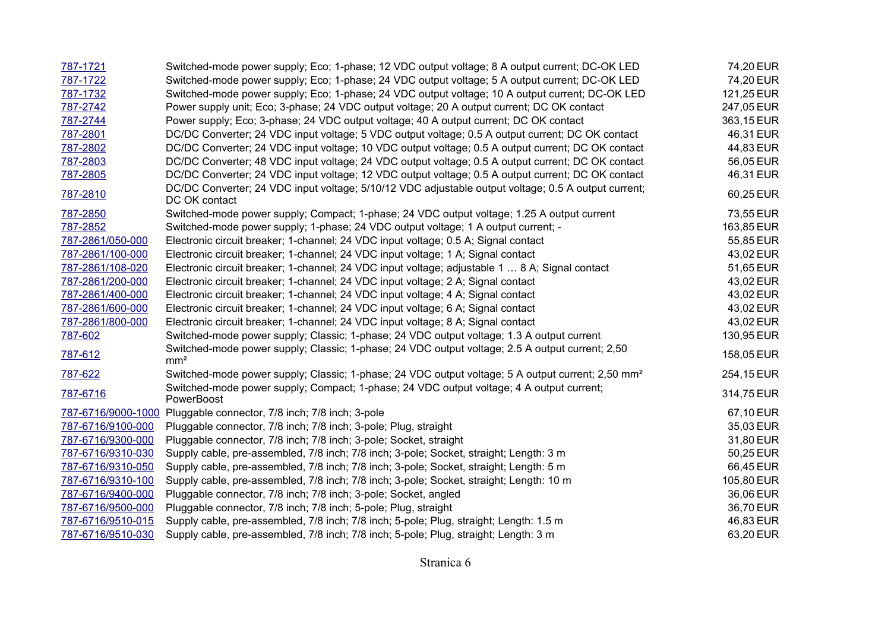| | | |
|---|---|---|
| 787-1721 | Switched-mode power supply; Eco; 1-phase; 12 VDC output voltage; 8 A output current; DC-OK LED | 74,20 EUR |
| 787-1722 | Switched-mode power supply; Eco; 1-phase; 24 VDC output voltage; 5 A output current; DC-OK LED | 74,20 EUR |
| 787-1732 | Switched-mode power supply; Eco; 1-phase; 24 VDC output voltage; 10 A output current; DC-OK LED | 121,25 EUR |
| 787-2742 | Power supply unit; Eco; 3-phase; 24 VDC output voltage; 20 A output current; DC OK contact | 247,05 EUR |
| 787-2744 | Power supply; Eco; 3-phase; 24 VDC output voltage; 40 A output current; DC OK contact | 363,15 EUR |
| 787-2801 | DC/DC Converter; 24 VDC input voltage; 5 VDC output voltage; 0.5 A output current; DC OK contact | 46,31 EUR |
| 787-2802 | DC/DC Converter; 24 VDC input voltage; 10 VDC output voltage; 0.5 A output current; DC OK contact | 44,83 EUR |
| 787-2803 | DC/DC Converter; 48 VDC input voltage; 24 VDC output voltage; 0.5 A output current; DC OK contact | 56,05 EUR |
| 787-2805 | DC/DC Converter; 24 VDC input voltage; 12 VDC output voltage; 0.5 A output current; DC OK contact | 46,31 EUR |
| 787-2810 | DC/DC Converter; 24 VDC input voltage; 5/10/12 VDC adjustable output voltage; 0.5 A output current; DC OK contact | 60,25 EUR |
| 787-2850 | Switched-mode power supply; Compact; 1-phase; 24 VDC output voltage; 1.25 A output current | 73,55 EUR |
| 787-2852 | Switched-mode power supply; 1-phase; 24 VDC output voltage; 1 A output current; - | 163,85 EUR |
| 787-2861/050-000 | Electronic circuit breaker; 1-channel; 24 VDC input voltage; 0.5 A; Signal contact | 55,85 EUR |
| 787-2861/100-000 | Electronic circuit breaker; 1-channel; 24 VDC input voltage; 1 A; Signal contact | 43,02 EUR |
| 787-2861/108-020 | Electronic circuit breaker; 1-channel; 24 VDC input voltage; adjustable 1 … 8 A; Signal contact | 51,65 EUR |
| 787-2861/200-000 | Electronic circuit breaker; 1-channel; 24 VDC input voltage; 2 A; Signal contact | 43,02 EUR |
| 787-2861/400-000 | Electronic circuit breaker; 1-channel; 24 VDC input voltage; 4 A; Signal contact | 43,02 EUR |
| 787-2861/600-000 | Electronic circuit breaker; 1-channel; 24 VDC input voltage; 6 A; Signal contact | 43,02 EUR |
| 787-2861/800-000 | Electronic circuit breaker; 1-channel; 24 VDC input voltage; 8 A; Signal contact | 43,02 EUR |
| 787-602 | Switched-mode power supply; Classic; 1-phase; 24 VDC output voltage; 1.3 A output current | 130,95 EUR |
| 787-612 | Switched-mode power supply; Classic; 1-phase; 24 VDC output voltage; 2.5 A output current; 2,50 $mm^2$ | 158,05 EUR |
| 787-622 | Switched-mode power supply; Classic; 1-phase; 24 VDC output voltage; 5 A output current; 2,50 $mm^2$ | 254,15 EUR |
| 787-6716 | Switched-mode power supply; Compact; 1-phase; 24 VDC output voltage; 4 A output current; PowerBoost | 314,75 EUR |
| 787-6716/9000-1000 | Pluggable connector, 7/8 inch; 7/8 inch; 3-pole | 67,10 EUR |
| 787-6716/9100-000 | Pluggable connector, 7/8 inch; 7/8 inch; 3-pole; Plug, straight | 35,03 EUR |
| 787-6716/9300-000 | Pluggable connector, 7/8 inch; 7/8 inch; 3-pole; Socket, straight | 31,80 EUR |
| 787-6716/9310-030 | Supply cable, pre-assembled, 7/8 inch; 7/8 inch; 3-pole; Socket, straight; Length: 3 m | 50,25 EUR |
| 787-6716/9310-050 | Supply cable, pre-assembled, 7/8 inch; 7/8 inch; 3-pole; Socket, straight; Length: 5 m | 66,45 EUR |
| 787-6716/9310-100 | Supply cable, pre-assembled, 7/8 inch; 7/8 inch; 3-pole; Socket, straight; Length: 10 m | 105,80 EUR |
| 787-6716/9400-000 | Pluggable connector, 7/8 inch; 7/8 inch; 3-pole; Socket, angled | 36,06 EUR |
| 787-6716/9500-000 | Pluggable connector, 7/8 inch; 7/8 inch; 5-pole; Plug, straight | 36,70 EUR |
| 787-6716/9510-015 | Supply cable, pre-assembled, 7/8 inch; 7/8 inch; 5-pole; Plug, straight; Length: 1.5 m | 46,83 EUR |
| 787-6716/9510-030 | Supply cable, pre-assembled, 7/8 inch; 7/8 inch; 5-pole; Plug, straight; Length: 3 m | 63,20 EUR |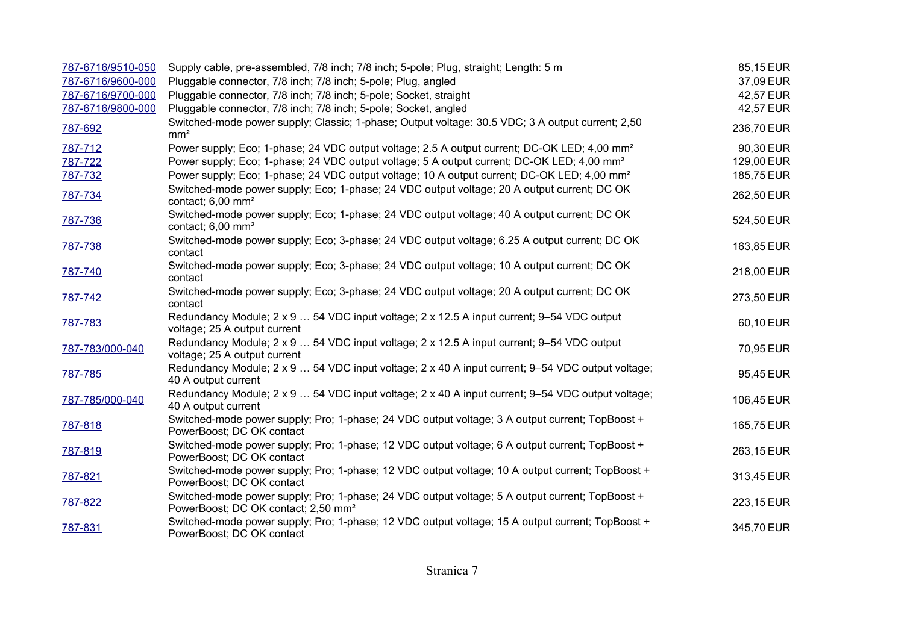| | | |
|---|---|---|
| 787-6716/9510-050 | Supply cable, pre-assembled, 7/8 inch; 7/8 inch; 5-pole; Plug, straight; Length: 5 m | 85,15 EUR |
| 787-6716/9600-000 | Pluggable connector, 7/8 inch; 7/8 inch; 5-pole; Plug, angled | 37,09 EUR |
| 787-6716/9700-000 | Pluggable connector, 7/8 inch; 7/8 inch; 5-pole; Socket, straight | 42,57 EUR |
| 787-6716/9800-000 | Pluggable connector, 7/8 inch; 7/8 inch; 5-pole; Socket, angled | 42,57 EUR |
| 787-692 | Switched-mode power supply; Classic; 1-phase; Output voltage: 30.5 VDC; 3 A output current; 2,50 mm² | 236,70 EUR |
| 787-712 | Power supply; Eco; 1-phase; 24 VDC output voltage; 2.5 A output current; DC-OK LED; 4,00 mm² | 90,30 EUR |
| 787-722 | Power supply; Eco; 1-phase; 24 VDC output voltage; 5 A output current; DC-OK LED; 4,00 mm² | 129,00 EUR |
| 787-732 | Power supply; Eco; 1-phase; 24 VDC output voltage; 10 A output current; DC-OK LED; 4,00 mm² | 185,75 EUR |
| 787-734 | Switched-mode power supply; Eco; 1-phase; 24 VDC output voltage; 20 A output current; DC OK contact; 6,00 mm² | 262,50 EUR |
| 787-736 | Switched-mode power supply; Eco; 1-phase; 24 VDC output voltage; 40 A output current; DC OK contact; 6,00 mm² | 524,50 EUR |
| 787-738 | Switched-mode power supply; Eco; 3-phase; 24 VDC output voltage; 6.25 A output current; DC OK contact | 163,85 EUR |
| 787-740 | Switched-mode power supply; Eco; 3-phase; 24 VDC output voltage; 10 A output current; DC OK contact | 218,00 EUR |
| 787-742 | Switched-mode power supply; Eco; 3-phase; 24 VDC output voltage; 20 A output current; DC OK contact | 273,50 EUR |
| 787-783 | Redundancy Module; 2 x 9 … 54 VDC input voltage; 2 x 12.5 A input current; 9–54 VDC output voltage; 25 A output current | 60,10 EUR |
| 787-783/000-040 | Redundancy Module; 2 x 9 … 54 VDC input voltage; 2 x 12.5 A input current; 9–54 VDC output voltage; 25 A output current | 70,95 EUR |
| 787-785 | Redundancy Module; 2 x 9 … 54 VDC input voltage; 2 x 40 A input current; 9–54 VDC output voltage; 40 A output current | 95,45 EUR |
| 787-785/000-040 | Redundancy Module; 2 x 9 … 54 VDC input voltage; 2 x 40 A input current; 9–54 VDC output voltage; 40 A output current | 106,45 EUR |
| 787-818 | Switched-mode power supply; Pro; 1-phase; 24 VDC output voltage; 3 A output current; TopBoost + PowerBoost; DC OK contact | 165,75 EUR |
| 787-819 | Switched-mode power supply; Pro; 1-phase; 12 VDC output voltage; 6 A output current; TopBoost + PowerBoost; DC OK contact | 263,15 EUR |
| 787-821 | Switched-mode power supply; Pro; 1-phase; 12 VDC output voltage; 10 A output current; TopBoost + PowerBoost; DC OK contact | 313,45 EUR |
| 787-822 | Switched-mode power supply; Pro; 1-phase; 24 VDC output voltage; 5 A output current; TopBoost + PowerBoost; DC OK contact; 2,50 mm² | 223,15 EUR |
| 787-831 | Switched-mode power supply; Pro; 1-phase; 12 VDC output voltage; 15 A output current; TopBoost + PowerBoost; DC OK contact | 345,70 EUR |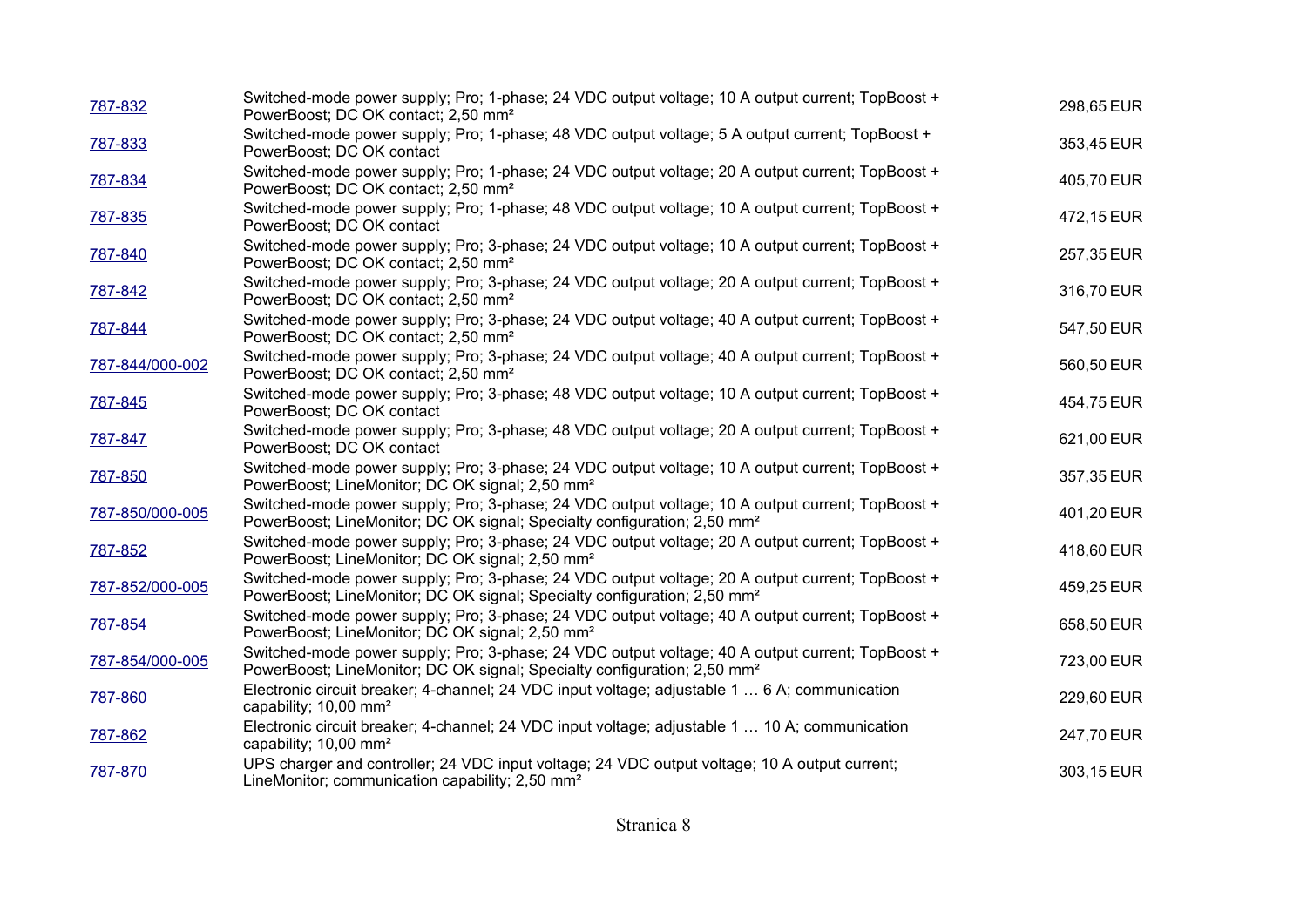| | | |
|---|---|---|
| 787-832 | Switched-mode power supply; Pro; 1-phase; 24 VDC output voltage; 10 A output current; TopBoost + PowerBoost; DC OK contact; 2,50 mm² | 298,65 EUR |
| 787-833 | Switched-mode power supply; Pro; 1-phase; 48 VDC output voltage; 5 A output current; TopBoost + PowerBoost; DC OK contact | 353,45 EUR |
| 787-834 | Switched-mode power supply; Pro; 1-phase; 24 VDC output voltage; 20 A output current; TopBoost + PowerBoost; DC OK contact; 2,50 mm² | 405,70 EUR |
| 787-835 | Switched-mode power supply; Pro; 1-phase; 48 VDC output voltage; 10 A output current; TopBoost + PowerBoost; DC OK contact | 472,15 EUR |
| 787-840 | Switched-mode power supply; Pro; 3-phase; 24 VDC output voltage; 10 A output current; TopBoost + PowerBoost; DC OK contact; 2,50 mm² | 257,35 EUR |
| 787-842 | Switched-mode power supply; Pro; 3-phase; 24 VDC output voltage; 20 A output current; TopBoost + PowerBoost; DC OK contact; 2,50 mm² | 316,70 EUR |
| 787-844 | Switched-mode power supply; Pro; 3-phase; 24 VDC output voltage; 40 A output current; TopBoost + PowerBoost; DC OK contact; 2,50 mm² | 547,50 EUR |
| 787-844/000-002 | Switched-mode power supply; Pro; 3-phase; 24 VDC output voltage; 40 A output current; TopBoost + PowerBoost; DC OK contact; 2,50 mm² | 560,50 EUR |
| 787-845 | Switched-mode power supply; Pro; 3-phase; 48 VDC output voltage; 10 A output current; TopBoost + PowerBoost; DC OK contact | 454,75 EUR |
| 787-847 | Switched-mode power supply; Pro; 3-phase; 48 VDC output voltage; 20 A output current; TopBoost + PowerBoost; DC OK contact | 621,00 EUR |
| 787-850 | Switched-mode power supply; Pro; 3-phase; 24 VDC output voltage; 10 A output current; TopBoost + PowerBoost; LineMonitor; DC OK signal; 2,50 mm² | 357,35 EUR |
| 787-850/000-005 | Switched-mode power supply; Pro; 3-phase; 24 VDC output voltage; 10 A output current; TopBoost + PowerBoost; LineMonitor; DC OK signal; Specialty configuration; 2,50 mm² | 401,20 EUR |
| 787-852 | Switched-mode power supply; Pro; 3-phase; 24 VDC output voltage; 20 A output current; TopBoost + PowerBoost; LineMonitor; DC OK signal; 2,50 mm² | 418,60 EUR |
| 787-852/000-005 | Switched-mode power supply; Pro; 3-phase; 24 VDC output voltage; 20 A output current; TopBoost + PowerBoost; LineMonitor; DC OK signal; Specialty configuration; 2,50 mm² | 459,25 EUR |
| 787-854 | Switched-mode power supply; Pro; 3-phase; 24 VDC output voltage; 40 A output current; TopBoost + PowerBoost; LineMonitor; DC OK signal; 2,50 mm² | 658,50 EUR |
| 787-854/000-005 | Switched-mode power supply; Pro; 3-phase; 24 VDC output voltage; 40 A output current; TopBoost + PowerBoost; LineMonitor; DC OK signal; Specialty configuration; 2,50 mm² | 723,00 EUR |
| 787-860 | Electronic circuit breaker; 4-channel; 24 VDC input voltage; adjustable 1 … 6 A; communication capability; 10,00 mm² | 229,60 EUR |
| 787-862 | Electronic circuit breaker; 4-channel; 24 VDC input voltage; adjustable 1 … 10 A; communication capability; 10,00 mm² | 247,70 EUR |
| 787-870 | UPS charger and controller; 24 VDC input voltage; 24 VDC output voltage; 10 A output current; LineMonitor; communication capability; 2,50 mm² | 303,15 EUR |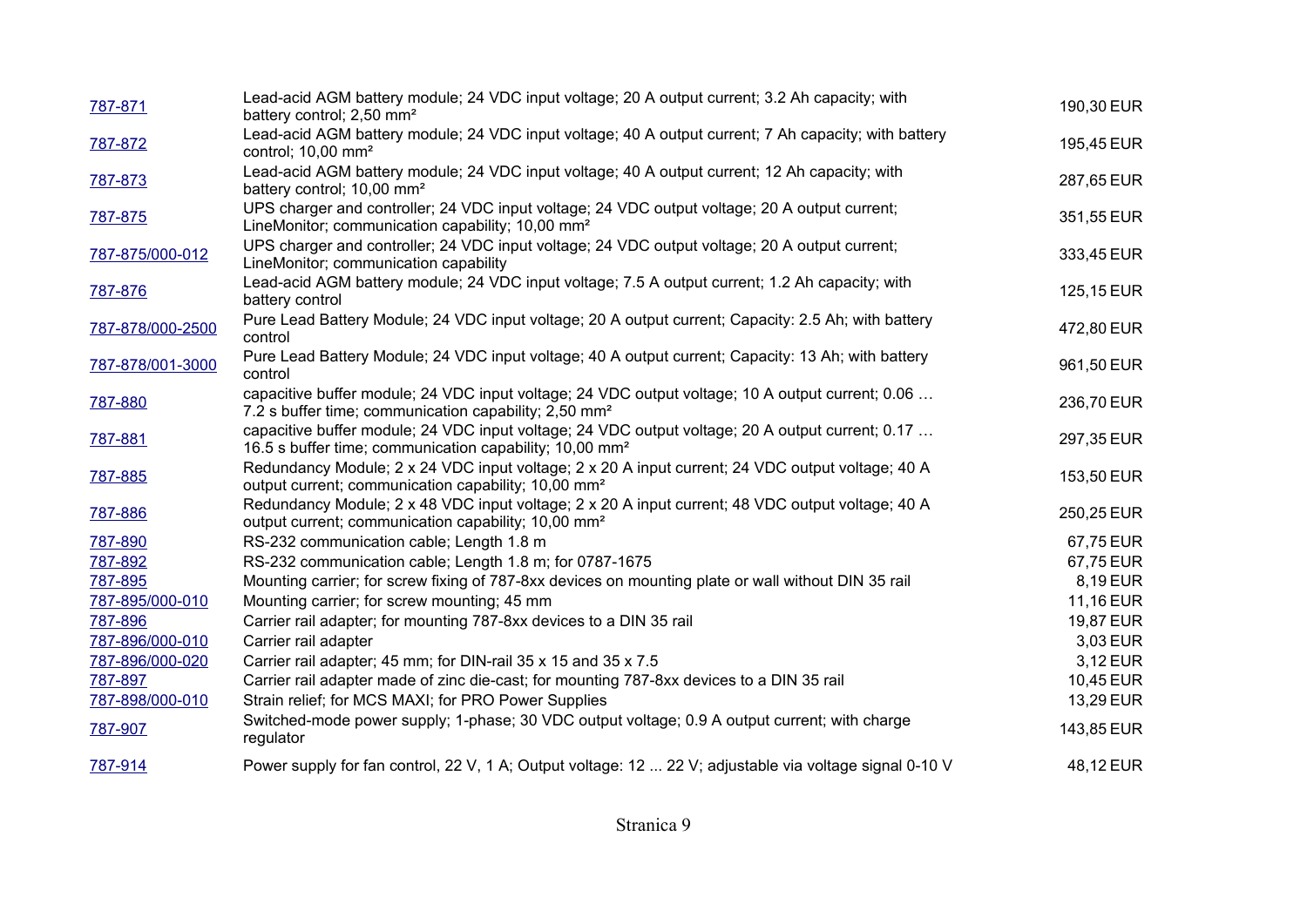| | | |
|---|---|---|
| 787-871 | Lead-acid AGM battery module; 24 VDC input voltage; 20 A output current; 3.2 Ah capacity; with battery control; 2,50 mm² | 190,30 EUR |
| 787-872 | Lead-acid AGM battery module; 24 VDC input voltage; 40 A output current; 7 Ah capacity; with battery control; 10,00 mm² | 195,45 EUR |
| 787-873 | Lead-acid AGM battery module; 24 VDC input voltage; 40 A output current; 12 Ah capacity; with battery control; 10,00 mm² | 287,65 EUR |
| 787-875 | UPS charger and controller; 24 VDC input voltage; 24 VDC output voltage; 20 A output current; LineMonitor; communication capability; 10,00 mm² | 351,55 EUR |
| 787-875/000-012 | UPS charger and controller; 24 VDC input voltage; 24 VDC output voltage; 20 A output current; LineMonitor; communication capability | 333,45 EUR |
| 787-876 | Lead-acid AGM battery module; 24 VDC input voltage; 7.5 A output current; 1.2 Ah capacity; with battery control | 125,15 EUR |
| 787-878/000-2500 | Pure Lead Battery Module; 24 VDC input voltage; 20 A output current; Capacity: 2.5 Ah; with battery control | 472,80 EUR |
| 787-878/001-3000 | Pure Lead Battery Module; 24 VDC input voltage; 40 A output current; Capacity: 13 Ah; with battery control | 961,50 EUR |
| 787-880 | capacitive buffer module; 24 VDC input voltage; 24 VDC output voltage; 10 A output current; 0.06 … 7.2 s buffer time; communication capability; 2,50 mm² | 236,70 EUR |
| 787-881 | capacitive buffer module; 24 VDC input voltage; 24 VDC output voltage; 20 A output current; 0.17 … 16.5 s buffer time; communication capability; 10,00 mm² | 297,35 EUR |
| 787-885 | Redundancy Module; 2 x 24 VDC input voltage; 2 x 20 A input current; 24 VDC output voltage; 40 A output current; communication capability; 10,00 mm² | 153,50 EUR |
| 787-886 | Redundancy Module; 2 x 48 VDC input voltage; 2 x 20 A input current; 48 VDC output voltage; 40 A output current; communication capability; 10,00 mm² | 250,25 EUR |
| 787-890 | RS-232 communication cable; Length 1.8 m | 67,75 EUR |
| 787-892 | RS-232 communication cable; Length 1.8 m; for 0787-1675 | 67,75 EUR |
| 787-895 | Mounting carrier; for screw fixing of 787-8xx devices on mounting plate or wall without DIN 35 rail | 8,19 EUR |
| 787-895/000-010 | Mounting carrier; for screw mounting; 45 mm | 11,16 EUR |
| 787-896 | Carrier rail adapter; for mounting 787-8xx devices to a DIN 35 rail | 19,87 EUR |
| 787-896/000-010 | Carrier rail adapter | 3,03 EUR |
| 787-896/000-020 | Carrier rail adapter; 45 mm; for DIN-rail 35 x 15 and 35 x 7.5 | 3,12 EUR |
| 787-897 | Carrier rail adapter made of zinc die-cast; for mounting 787-8xx devices to a DIN 35 rail | 10,45 EUR |
| 787-898/000-010 | Strain relief; for MCS MAXI; for PRO Power Supplies | 13,29 EUR |
| 787-907 | Switched-mode power supply; 1-phase; 30 VDC output voltage; 0.9 A output current; with charge regulator | 143,85 EUR |
| 787-914 | Power supply for fan control, 22 V, 1 A; Output voltage: 12 ... 22 V; adjustable via voltage signal 0-10 V | 48,12 EUR |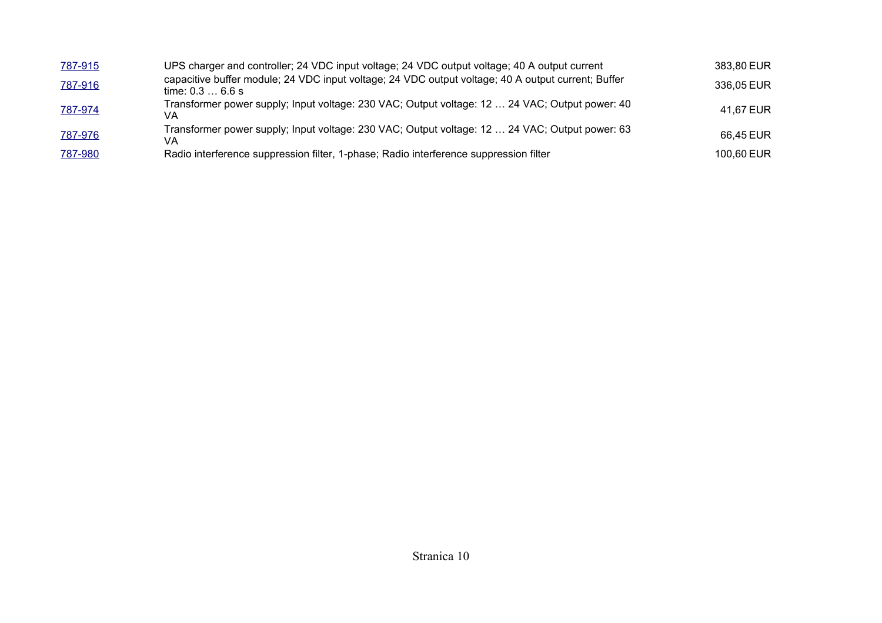| | | |
|---|---|---|
| 787-915 | UPS charger and controller; 24 VDC input voltage; 24 VDC output voltage; 40 A output current | 383,80 EUR |
| 787-916 | capacitive buffer module; 24 VDC input voltage; 24 VDC output voltage; 40 A output current; Buffer time: 0.3 … 6.6 s | 336,05 EUR |
| 787-974 | Transformer power supply; Input voltage: 230 VAC; Output voltage: 12 … 24 VAC; Output power: 40 VA | 41,67 EUR |
| 787-976 | Transformer power supply; Input voltage: 230 VAC; Output voltage: 12 … 24 VAC; Output power: 63 VA | 66,45 EUR |
| 787-980 | Radio interference suppression filter, 1-phase; Radio interference suppression filter | 100,60 EUR |